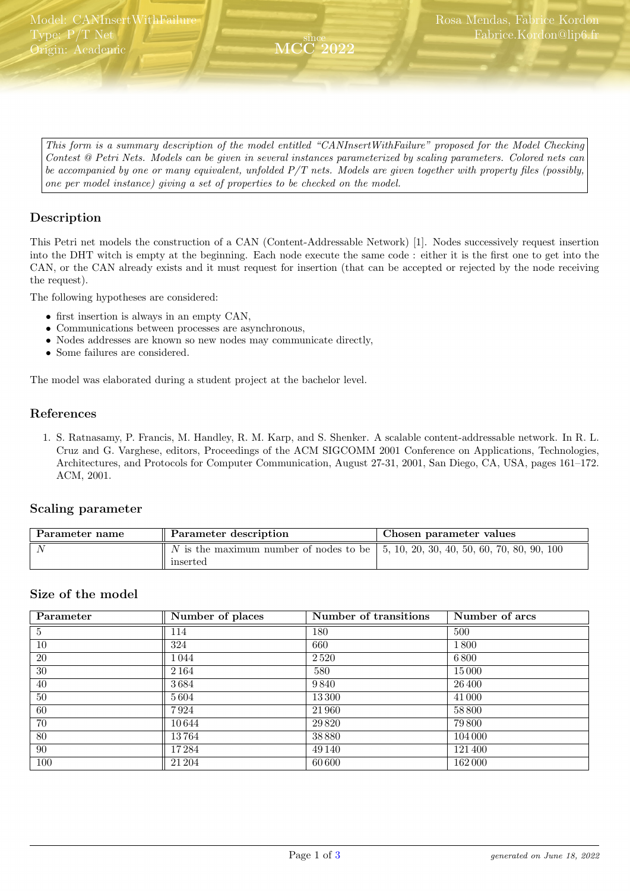Model: CANInsertWithFailure
Type: P/T Net
Origin: Academic

since
MCC 2022

Rosa Mendas, Fabrice Kordon
Fabrice.Kordon@lip6.fr

*This form is a summary description of the model entitled "CANInsertWithFailure" proposed for the Model Checking Contest @ Petri Nets. Models can be given in several instances parameterized by scaling parameters. Colored nets can be accompanied by one or many equivalent, unfolded P/T nets. Models are given together with property files (possibly, one per model instance) giving a set of properties to be checked on the model.*

## Description

This Petri net models the construction of a CAN (Content-Addressable Network) [1]. Nodes successively request insertion into the DHT witch is empty at the beginning. Each node execute the same code : either it is the first one to get into the CAN, or the CAN already exists and it must request for insertion (that can be accepted or rejected by the node receiving the request).

The following hypotheses are considered:

- first insertion is always in an empty CAN,
- Communications between processes are asynchronous,
- Nodes addresses are known so new nodes may communicate directly,
- Some failures are considered.

The model was elaborated during a student project at the bachelor level.

## References

1. S. Ratnasamy, P. Francis, M. Handley, R. M. Karp, and S. Shenker. A scalable content-addressable network. In R. L. Cruz and G. Varghese, editors, Proceedings of the ACM SIGCOMM 2001 Conference on Applications, Technologies, Architectures, and Protocols for Computer Communication, August 27-31, 2001, San Diego, CA, USA, pages 161–172. ACM, 2001.

## Scaling parameter

| Parameter name | Parameter description | Chosen parameter values |
|---|---|---|
| $N$ | $N$ is the maximum number of nodes to be inserted | 5, 10, 20, 30, 40, 50, 60, 70, 80, 90, 100 |

## Size of the model

| Parameter | Number of places | Number of transitions | Number of arcs |
|---|---|---|---|
| 5 | 114 | 180 | 500 |
| 10 | 324 | 660 | 1 800 |
| 20 | 1 044 | 2 520 | 6 800 |
| 30 | 2 164 | 580 | 15 000 |
| 40 | 3 684 | 9 840 | 26 400 |
| 50 | 5 604 | 13 300 | 41 000 |
| 60 | 7 924 | 21 960 | 58 800 |
| 70 | 10 644 | 29 820 | 79 800 |
| 80 | 13 764 | 38 880 | 104 000 |
| 90 | 17 284 | 49 140 | 121 400 |
| 100 | 21 204 | 60 600 | 162 000 |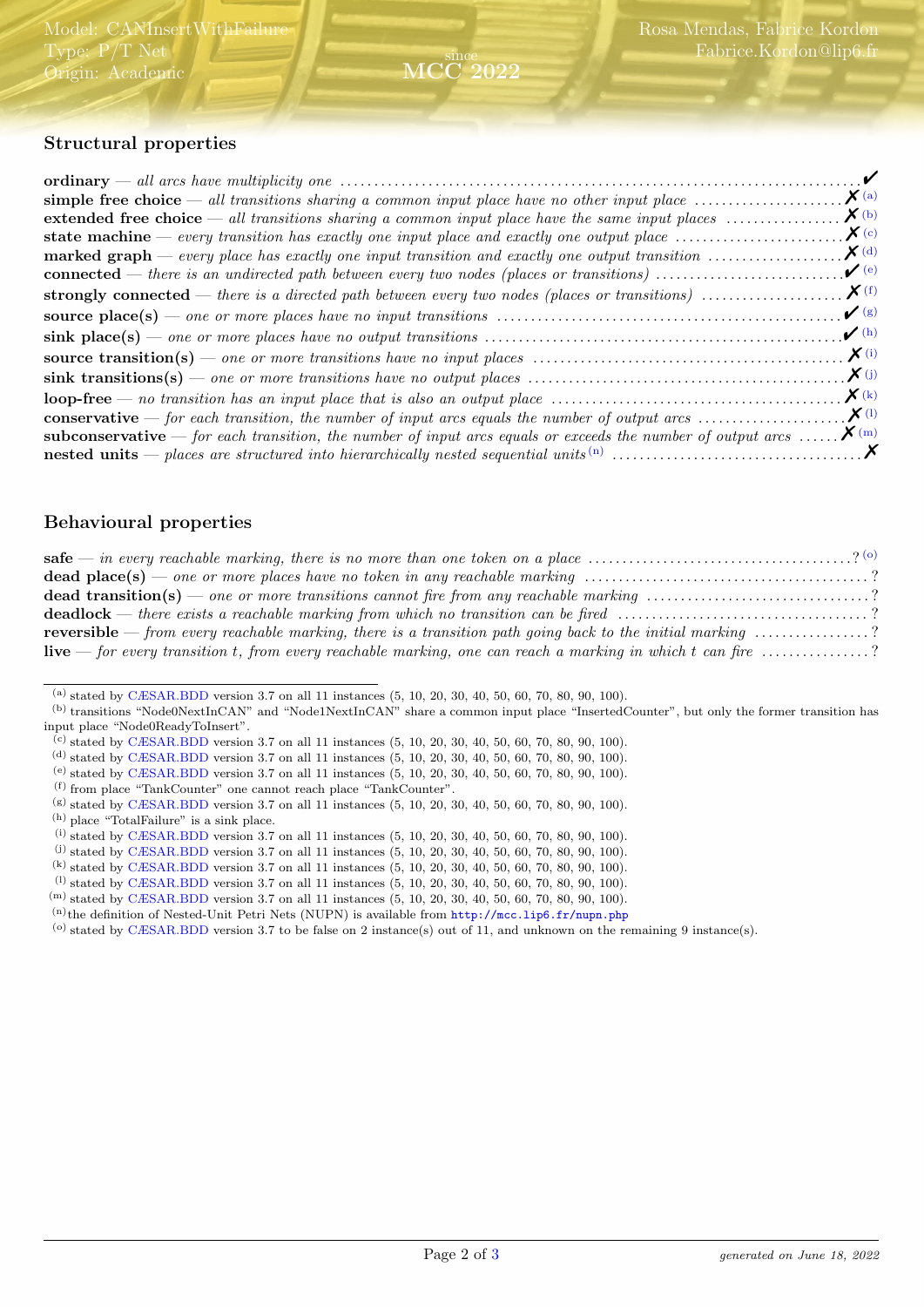## Structural properties

**ordinary** — *all arcs have multiplicity one* ............ ✔

**simple free choice** — *all transitions sharing a common input place have no other input place* ............ ✗ [(a)]

**extended free choice** — *all transitions sharing a common input place have the same input places* ............ ✗ [(b)]

**state machine** — *every transition has exactly one input place and exactly one output place* ............ ✗ [(c)]

**marked graph** — *every place has exactly one input transition and exactly one output transition* ............ ✗ [(d)]

**connected** — *there is an undirected path between every two nodes (places or transitions)* ............ ✔ [(e)]

**strongly connected** — *there is a directed path between every two nodes (places or transitions)* ............ ✗ [(f)]

**source place(s)** — *one or more places have no input transitions* ............ ✔ [(g)]

**sink place(s)** — *one or more places have no output transitions* ............ ✔ [(h)]

**source transition(s)** — *one or more transitions have no input places* ............ ✗ [(i)]

**sink transitions(s)** — *one or more transitions have no output places* ............ ✗ [(j)]

**loop-free** — *no transition has an input place that is also an output place* ............ ✗ [(k)]

**conservative** — *for each transition, the number of input arcs equals the number of output arcs* ............ ✗ [(l)]

**subconservative** — *for each transition, the number of input arcs equals or exceeds the number of output arcs* ............ ✗ [(m)]

**nested units** — *places are structured into hierarchically nested sequential units* [(n)] ............ ✗

## Behavioural properties

**safe** — *in every reachable marking, there is no more than one token on a place* ............ ? [(o)]

**dead place(s)** — *one or more places have no token in any reachable marking* ............ ?

**dead transition(s)** — *one or more transitions cannot fire from any reachable marking* ............ ?

**deadlock** — *there exists a reachable marking from which no transition can be fired* ............ ?

**reversible** — *from every reachable marking, there is a transition path going back to the initial marking* ............ ?

**live** — *for every transition t, from every reachable marking, one can reach a marking in which t can fire* ............ ?

---

[(a)] stated by CÆSAR.BDD version 3.7 on all 11 instances (5, 10, 20, 30, 40, 50, 60, 70, 80, 90, 100).

[(b)] transitions "Node0NextInCAN" and "Node1NextInCAN" share a common input place "InsertedCounter", but only the former transition has input place "Node0ReadyToInsert".

[(c)] stated by CÆSAR.BDD version 3.7 on all 11 instances (5, 10, 20, 30, 40, 50, 60, 70, 80, 90, 100).

[(d)] stated by CÆSAR.BDD version 3.7 on all 11 instances (5, 10, 20, 30, 40, 50, 60, 70, 80, 90, 100).

[(e)] stated by CÆSAR.BDD version 3.7 on all 11 instances (5, 10, 20, 30, 40, 50, 60, 70, 80, 90, 100).

[(f)] from place "TankCounter" one cannot reach place "TankCounter".

[(g)] stated by CÆSAR.BDD version 3.7 on all 11 instances (5, 10, 20, 30, 40, 50, 60, 70, 80, 90, 100).

[(h)] place "TotalFailure" is a sink place.

[(i)] stated by CÆSAR.BDD version 3.7 on all 11 instances (5, 10, 20, 30, 40, 50, 60, 70, 80, 90, 100).

[(j)] stated by CÆSAR.BDD version 3.7 on all 11 instances (5, 10, 20, 30, 40, 50, 60, 70, 80, 90, 100).

[(k)] stated by CÆSAR.BDD version 3.7 on all 11 instances (5, 10, 20, 30, 40, 50, 60, 70, 80, 90, 100).

[(l)] stated by CÆSAR.BDD version 3.7 on all 11 instances (5, 10, 20, 30, 40, 50, 60, 70, 80, 90, 100).

[(m)] stated by CÆSAR.BDD version 3.7 on all 11 instances (5, 10, 20, 30, 40, 50, 60, 70, 80, 90, 100).

[(n)] the definition of Nested-Unit Petri Nets (NUPN) is available from `http://mcc.lip6.fr/nupn.php`

[(o)] stated by CÆSAR.BDD version 3.7 to be false on 2 instance(s) out of 11, and unknown on the remaining 9 instance(s).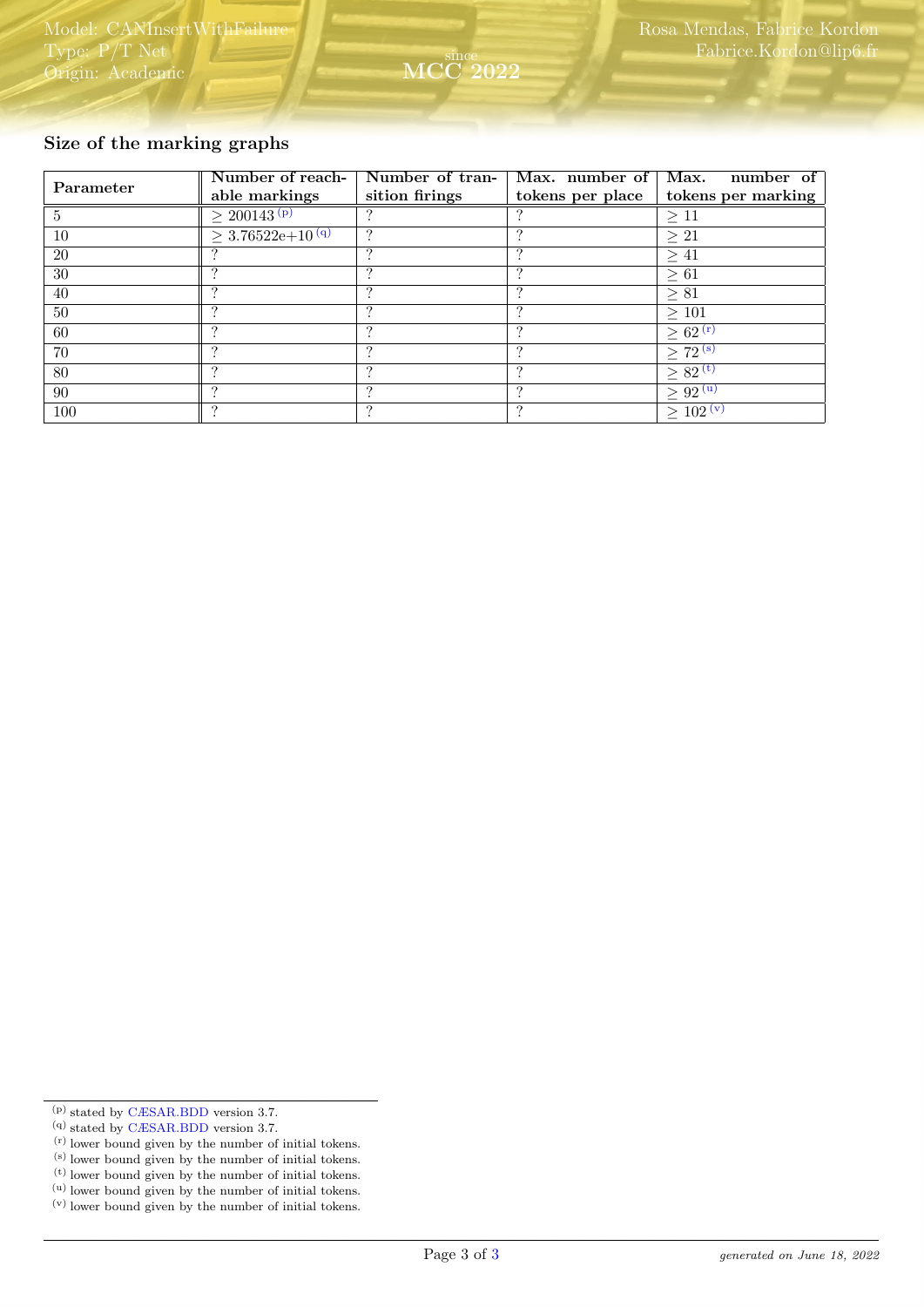## Size of the marking graphs

| Parameter | Number of reachable markings | Number of transition firings | Max. number of tokens per place | Max. number of tokens per marking |
|---|---|---|---|---|
| 5 | $\geq$ 200143 [(p)] | ? | ? | $\geq$ 11 |
| 10 | $\geq$ 3.76522e+10 [(q)] | ? | ? | $\geq$ 21 |
| 20 | ? | ? | ? | $\geq$ 41 |
| 30 | ? | ? | ? | $\geq$ 61 |
| 40 | ? | ? | ? | $\geq$ 81 |
| 50 | ? | ? | ? | $\geq$ 101 |
| 60 | ? | ? | ? | $\geq$ 62 [(r)] |
| 70 | ? | ? | ? | $\geq$ 72 [(s)] |
| 80 | ? | ? | ? | $\geq$ 82 [(t)] |
| 90 | ? | ? | ? | $\geq$ 92 [(u)] |
| 100 | ? | ? | ? | $\geq$ 102 [(v)] |

[(p)] stated by CÆSAR.BDD version 3.7.
[(q)] stated by CÆSAR.BDD version 3.7.
[(r)] lower bound given by the number of initial tokens.
[(s)] lower bound given by the number of initial tokens.
[(t)] lower bound given by the number of initial tokens.
[(u)] lower bound given by the number of initial tokens.
[(v)] lower bound given by the number of initial tokens.